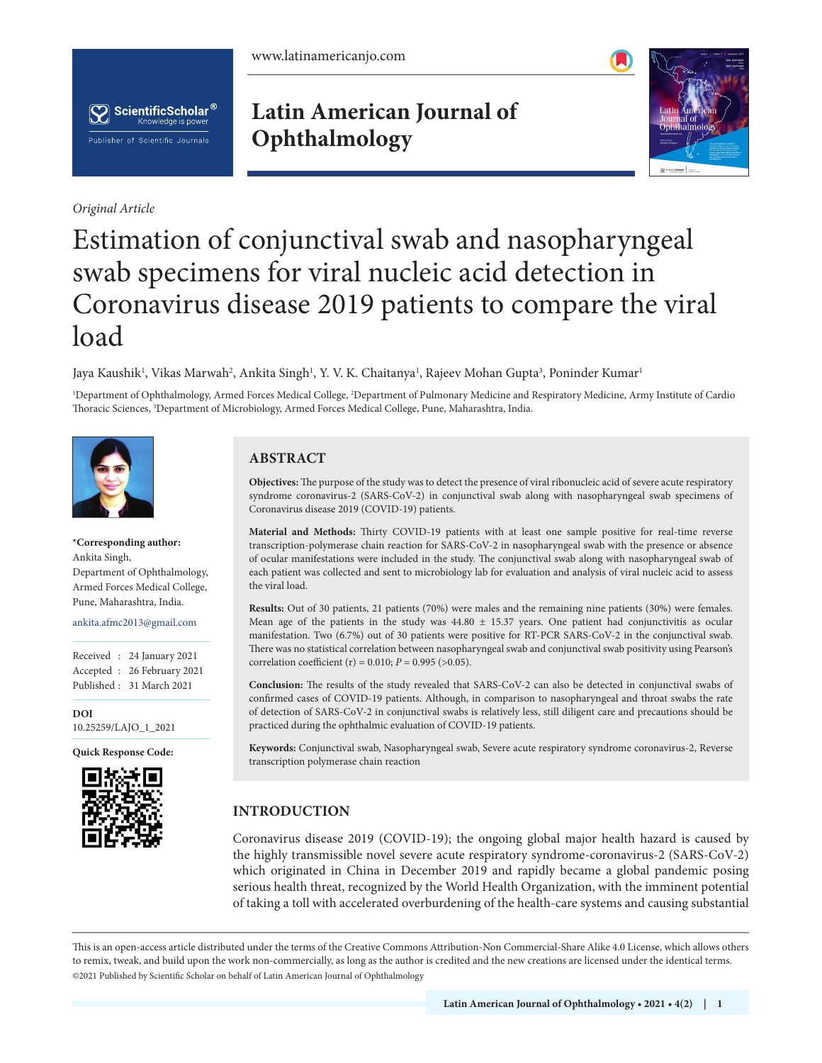*Original Article*

# Estimation of conjunctival swab and nasopharyngeal swab specimens for viral nucleic acid detection in Coronavirus disease 2019 patients to compare the viral load

Jaya Kaushik[1], Vikas Marwah[2], Ankita Singh[1], Y. V. K. Chaitanya[1], Rajeev Mohan Gupta[3], Poninder Kumar[1]

[1]Department of Ophthalmology, Armed Forces Medical College, [2]Department of Pulmonary Medicine and Respiratory Medicine, Army Institute of Cardio Thoracic Sciences, [3]Department of Microbiology, Armed Forces Medical College, Pune, Maharashtra, India.

**\*Corresponding author:**
Ankita Singh,
Department of Ophthalmology,
Armed Forces Medical College,
Pune, Maharashtra, India.

ankita.afmc2013@gmail.com

Received : 24 January 2021
Accepted : 26 February 2021
Published : 31 March 2021

**DOI**
10.25259/LAJO_1_2021

**Quick Response Code:**

## ABSTRACT

**Objectives:** The purpose of the study was to detect the presence of viral ribonucleic acid of severe acute respiratory syndrome coronavirus-2 (SARS-CoV-2) in conjunctival swab along with nasopharyngeal swab specimens of Coronavirus disease 2019 (COVID-19) patients.

**Material and Methods:** Thirty COVID-19 patients with at least one sample positive for real-time reverse transcription-polymerase chain reaction for SARS-CoV-2 in nasopharyngeal swab with the presence or absence of ocular manifestations were included in the study. The conjunctival swab along with nasopharyngeal swab of each patient was collected and sent to microbiology lab for evaluation and analysis of viral nucleic acid to assess the viral load.

**Results:** Out of 30 patients, 21 patients (70%) were males and the remaining nine patients (30%) were females. Mean age of the patients in the study was 44.80 ± 15.37 years. One patient had conjunctivitis as ocular manifestation. Two (6.7%) out of 30 patients were positive for RT-PCR SARS-CoV-2 in the conjunctival swab. There was no statistical correlation between nasopharyngeal swab and conjunctival swab positivity using Pearson's correlation coefficient (r) = 0.010; $P = 0.995$ (>0.05).

**Conclusion:** The results of the study revealed that SARS-CoV-2 can also be detected in conjunctival swabs of confirmed cases of COVID-19 patients. Although, in comparison to nasopharyngeal and throat swabs the rate of detection of SARS-CoV-2 in conjunctival swabs is relatively less, still diligent care and precautions should be practiced during the ophthalmic evaluation of COVID-19 patients.

**Keywords:** Conjunctival swab, Nasopharyngeal swab, Severe acute respiratory syndrome coronavirus-2, Reverse transcription polymerase chain reaction

## INTRODUCTION

Coronavirus disease 2019 (COVID-19); the ongoing global major health hazard is caused by the highly transmissible novel severe acute respiratory syndrome-coronavirus-2 (SARS-CoV-2) which originated in China in December 2019 and rapidly became a global pandemic posing serious health threat, recognized by the World Health Organization, with the imminent potential of taking a toll with accelerated overburdening of the health-care systems and causing substantial

This is an open-access article distributed under the terms of the Creative Commons Attribution-Non Commercial-Share Alike 4.0 License, which allows others to remix, tweak, and build upon the work non-commercially, as long as the author is credited and the new creations are licensed under the identical terms.
©2021 Published by Scientific Scholar on behalf of Latin American Journal of Ophthalmology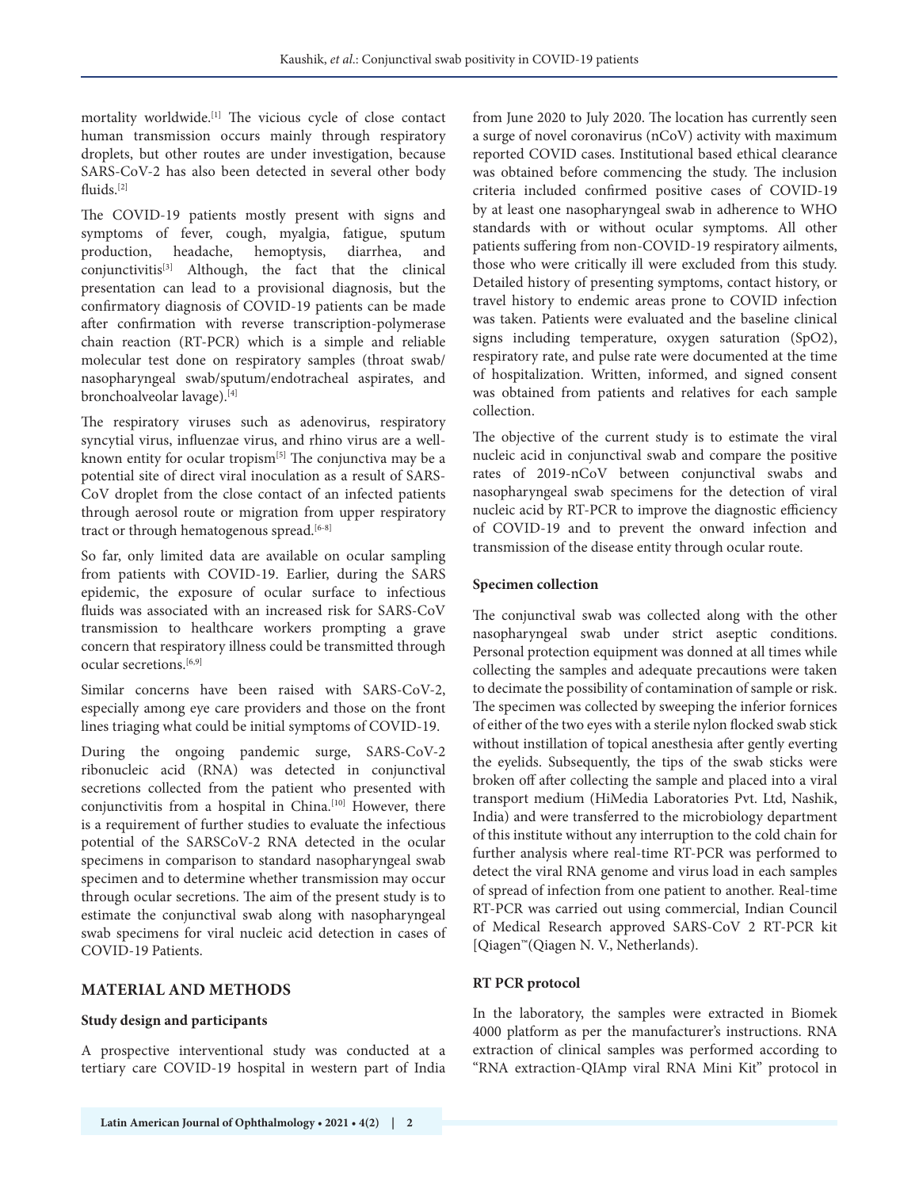mortality worldwide.[1] The vicious cycle of close contact human transmission occurs mainly through respiratory droplets, but other routes are under investigation, because SARS-CoV-2 has also been detected in several other body fluids.[2]

The COVID-19 patients mostly present with signs and symptoms of fever, cough, myalgia, fatigue, sputum production, headache, hemoptysis, diarrhea, and conjunctivitis[3] Although, the fact that the clinical presentation can lead to a provisional diagnosis, but the confirmatory diagnosis of COVID-19 patients can be made after confirmation with reverse transcription-polymerase chain reaction (RT-PCR) which is a simple and reliable molecular test done on respiratory samples (throat swab/ nasopharyngeal swab/sputum/endotracheal aspirates, and bronchoalveolar lavage).[4]

The respiratory viruses such as adenovirus, respiratory syncytial virus, influenzae virus, and rhino virus are a well-known entity for ocular tropism[5] The conjunctiva may be a potential site of direct viral inoculation as a result of SARS-CoV droplet from the close contact of an infected patients through aerosol route or migration from upper respiratory tract or through hematogenous spread.[6-8]

So far, only limited data are available on ocular sampling from patients with COVID-19. Earlier, during the SARS epidemic, the exposure of ocular surface to infectious fluids was associated with an increased risk for SARS-CoV transmission to healthcare workers prompting a grave concern that respiratory illness could be transmitted through ocular secretions.[6,9]

Similar concerns have been raised with SARS-CoV-2, especially among eye care providers and those on the front lines triaging what could be initial symptoms of COVID-19.

During the ongoing pandemic surge, SARS-CoV-2 ribonucleic acid (RNA) was detected in conjunctival secretions collected from the patient who presented with conjunctivitis from a hospital in China.[10] However, there is a requirement of further studies to evaluate the infectious potential of the SARSCoV-2 RNA detected in the ocular specimens in comparison to standard nasopharyngeal swab specimen and to determine whether transmission may occur through ocular secretions. The aim of the present study is to estimate the conjunctival swab along with nasopharyngeal swab specimens for viral nucleic acid detection in cases of COVID-19 Patients.

## MATERIAL AND METHODS

### Study design and participants

A prospective interventional study was conducted at a tertiary care COVID-19 hospital in western part of India from June 2020 to July 2020. The location has currently seen a surge of novel coronavirus (nCoV) activity with maximum reported COVID cases. Institutional based ethical clearance was obtained before commencing the study. The inclusion criteria included confirmed positive cases of COVID-19 by at least one nasopharyngeal swab in adherence to WHO standards with or without ocular symptoms. All other patients suffering from non-COVID-19 respiratory ailments, those who were critically ill were excluded from this study. Detailed history of presenting symptoms, contact history, or travel history to endemic areas prone to COVID infection was taken. Patients were evaluated and the baseline clinical signs including temperature, oxygen saturation ($SpO_2$), respiratory rate, and pulse rate were documented at the time of hospitalization. Written, informed, and signed consent was obtained from patients and relatives for each sample collection.

The objective of the current study is to estimate the viral nucleic acid in conjunctival swab and compare the positive rates of 2019-nCoV between conjunctival swabs and nasopharyngeal swab specimens for the detection of viral nucleic acid by RT-PCR to improve the diagnostic efficiency of COVID-19 and to prevent the onward infection and transmission of the disease entity through ocular route.

### Specimen collection

The conjunctival swab was collected along with the other nasopharyngeal swab under strict aseptic conditions. Personal protection equipment was donned at all times while collecting the samples and adequate precautions were taken to decimate the possibility of contamination of sample or risk. The specimen was collected by sweeping the inferior fornices of either of the two eyes with a sterile nylon flocked swab stick without instillation of topical anesthesia after gently everting the eyelids. Subsequently, the tips of the swab sticks were broken off after collecting the sample and placed into a viral transport medium (HiMedia Laboratories Pvt. Ltd, Nashik, India) and were transferred to the microbiology department of this institute without any interruption to the cold chain for further analysis where real-time RT-PCR was performed to detect the viral RNA genome and virus load in each samples of spread of infection from one patient to another. Real-time RT-PCR was carried out using commercial, Indian Council of Medical Research approved SARS-CoV 2 RT-PCR kit [Qiagen™(Qiagen N. V., Netherlands).

### RT PCR protocol

In the laboratory, the samples were extracted in Biomek 4000 platform as per the manufacturer's instructions. RNA extraction of clinical samples was performed according to "RNA extraction-QIAmp viral RNA Mini Kit" protocol in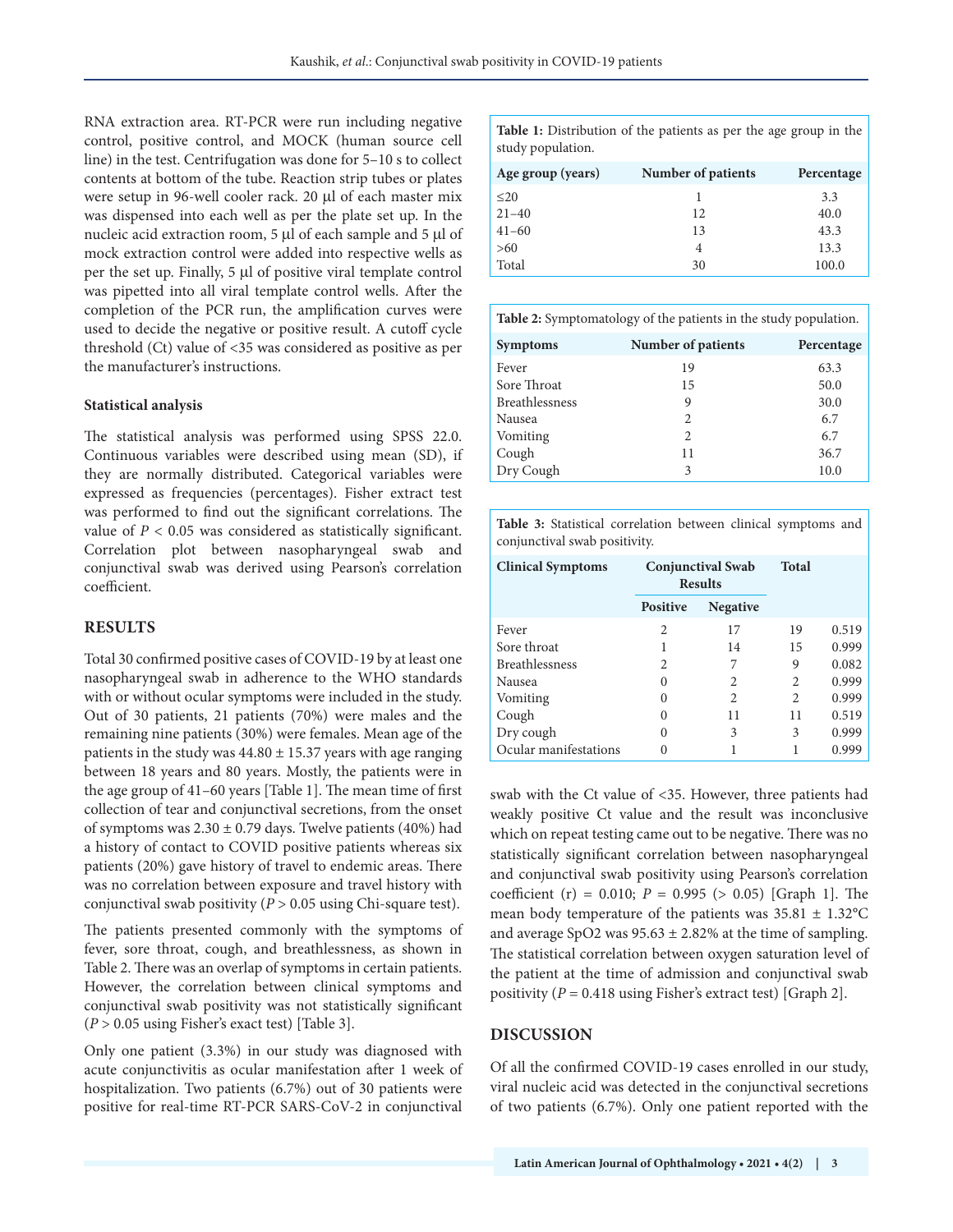RNA extraction area. RT-PCR were run including negative control, positive control, and MOCK (human source cell line) in the test. Centrifugation was done for 5–10 s to collect contents at bottom of the tube. Reaction strip tubes or plates were setup in 96-well cooler rack. 20 µl of each master mix was dispensed into each well as per the plate set up. In the nucleic acid extraction room, 5 µl of each sample and 5 µl of mock extraction control were added into respective wells as per the set up. Finally, 5 µl of positive viral template control was pipetted into all viral template control wells. After the completion of the PCR run, the amplification curves were used to decide the negative or positive result. A cutoff cycle threshold (Ct) value of <35 was considered as positive as per the manufacturer's instructions.

**Statistical analysis**

The statistical analysis was performed using SPSS 22.0. Continuous variables were described using mean (SD), if they are normally distributed. Categorical variables were expressed as frequencies (percentages). Fisher extract test was performed to find out the significant correlations. The value of $P < 0.05$ was considered as statistically significant. Correlation plot between nasopharyngeal swab and conjunctival swab was derived using Pearson's correlation coefficient.

## RESULTS

Total 30 confirmed positive cases of COVID-19 by at least one nasopharyngeal swab in adherence to the WHO standards with or without ocular symptoms were included in the study. Out of 30 patients, 21 patients (70%) were males and the remaining nine patients (30%) were females. Mean age of the patients in the study was $44.80 \pm 15.37$ years with age ranging between 18 years and 80 years. Mostly, the patients were in the age group of 41–60 years [Table 1]. The mean time of first collection of tear and conjunctival secretions, from the onset of symptoms was $2.30 \pm 0.79$ days. Twelve patients (40%) had a history of contact to COVID positive patients whereas six patients (20%) gave history of travel to endemic areas. There was no correlation between exposure and travel history with conjunctival swab positivity ($P > 0.05$ using Chi-square test).

The patients presented commonly with the symptoms of fever, sore throat, cough, and breathlessness, as shown in Table 2. There was an overlap of symptoms in certain patients. However, the correlation between clinical symptoms and conjunctival swab positivity was not statistically significant ($P > 0.05$ using Fisher's exact test) [Table 3].

Only one patient (3.3%) in our study was diagnosed with acute conjunctivitis as ocular manifestation after 1 week of hospitalization. Two patients (6.7%) out of 30 patients were positive for real-time RT-PCR SARS-CoV-2 in conjunctival swab with the Ct value of <35. However, three patients had weakly positive Ct value and the result was inconclusive which on repeat testing came out to be negative. There was no statistically significant correlation between nasopharyngeal and conjunctival swab positivity using Pearson's correlation coefficient (r) = 0.010; $P = 0.995$ (> 0.05) [Graph 1]. The mean body temperature of the patients was $35.81 \pm 1.32$°C and average $SpO_2$ was $95.63 \pm 2.82$% at the time of sampling. The statistical correlation between oxygen saturation level of the patient at the time of admission and conjunctival swab positivity ($P = 0.418$ using Fisher's extract test) [Graph 2].

**Table 1:** Distribution of the patients as per the age group in the study population.

| Age group (years) | Number of patients | Percentage |
|---|---|---|
| ≤20 | 1 | 3.3 |
| 21–40 | 12 | 40.0 |
| 41–60 | 13 | 43.3 |
| >60 | 4 | 13.3 |
| Total | 30 | 100.0 |

**Table 2:** Symptomatology of the patients in the study population.

| Symptoms | Number of patients | Percentage |
|---|---|---|
| Fever | 19 | 63.3 |
| Sore Throat | 15 | 50.0 |
| Breathlessness | 9 | 30.0 |
| Nausea | 2 | 6.7 |
| Vomiting | 2 | 6.7 |
| Cough | 11 | 36.7 |
| Dry Cough | 3 | 10.0 |

**Table 3:** Statistical correlation between clinical symptoms and conjunctival swab positivity.

| Clinical Symptoms | Conjunctival Swab Results | | Total | |
|---|---|---|---|---|
| | Positive | Negative | | |
| Fever | 2 | 17 | 19 | 0.519 |
| Sore throat | 1 | 14 | 15 | 0.999 |
| Breathlessness | 2 | 7 | 9 | 0.082 |
| Nausea | 0 | 2 | 2 | 0.999 |
| Vomiting | 0 | 2 | 2 | 0.999 |
| Cough | 0 | 11 | 11 | 0.519 |
| Dry cough | 0 | 3 | 3 | 0.999 |
| Ocular manifestations | 0 | 1 | 1 | 0.999 |

## DISCUSSION

Of all the confirmed COVID-19 cases enrolled in our study, viral nucleic acid was detected in the conjunctival secretions of two patients (6.7%). Only one patient reported with the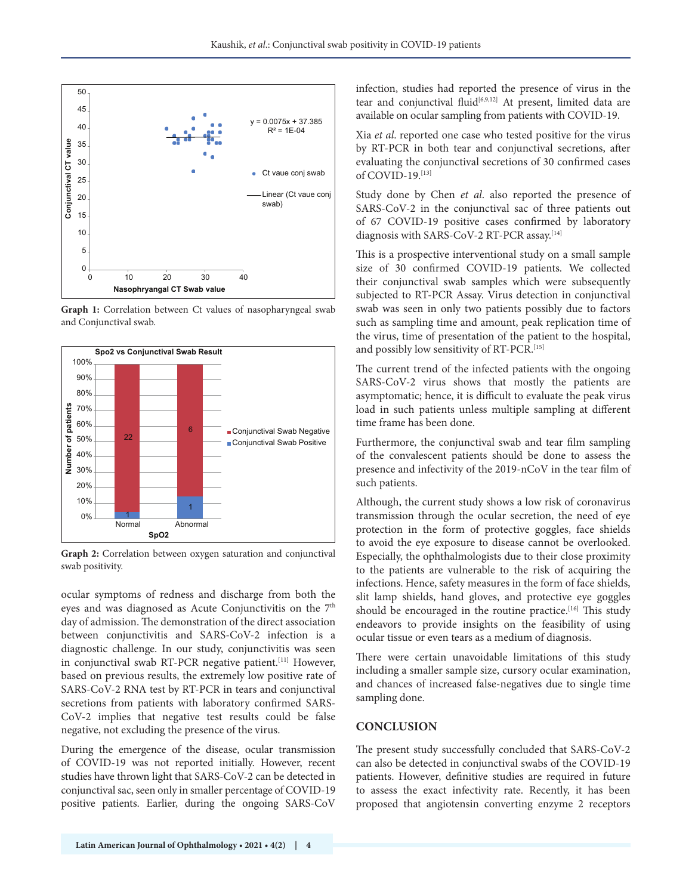Graph 1: Correlation between Ct values of nasopharyngeal swab and Conjunctival swab.

Graph 2: Correlation between oxygen saturation and conjunctival swab positivity.

ocular symptoms of redness and discharge from both the eyes and was diagnosed as Acute Conjunctivitis on the 7th day of admission. The demonstration of the direct association between conjunctivitis and SARS-CoV-2 infection is a diagnostic challenge. In our study, conjunctivitis was seen in conjunctival swab RT-PCR negative patient.[11] However, based on previous results, the extremely low positive rate of SARS-CoV-2 RNA test by RT-PCR in tears and conjunctival secretions from patients with laboratory confirmed SARS-CoV-2 implies that negative test results could be false negative, not excluding the presence of the virus.

During the emergence of the disease, ocular transmission of COVID-19 was not reported initially. However, recent studies have thrown light that SARS-CoV-2 can be detected in conjunctival sac, seen only in smaller percentage of COVID-19 positive patients. Earlier, during the ongoing SARS-CoV infection, studies had reported the presence of virus in the tear and conjunctival fluid[6,9,12] At present, limited data are available on ocular sampling from patients with COVID-19.

Xia *et al*. reported one case who tested positive for the virus by RT-PCR in both tear and conjunctival secretions, after evaluating the conjunctival secretions of 30 confirmed cases of COVID-19.[13]

Study done by Chen *et al*. also reported the presence of SARS-CoV-2 in the conjunctival sac of three patients out of 67 COVID-19 positive cases confirmed by laboratory diagnosis with SARS-CoV-2 RT-PCR assay.[14]

This is a prospective interventional study on a small sample size of 30 confirmed COVID-19 patients. We collected their conjunctival swab samples which were subsequently subjected to RT-PCR Assay. Virus detection in conjunctival swab was seen in only two patients possibly due to factors such as sampling time and amount, peak replication time of the virus, time of presentation of the patient to the hospital, and possibly low sensitivity of RT-PCR.[15]

The current trend of the infected patients with the ongoing SARS-CoV-2 virus shows that mostly the patients are asymptomatic; hence, it is difficult to evaluate the peak virus load in such patients unless multiple sampling at different time frame has been done.

Furthermore, the conjunctival swab and tear film sampling of the convalescent patients should be done to assess the presence and infectivity of the 2019-nCoV in the tear film of such patients.

Although, the current study shows a low risk of coronavirus transmission through the ocular secretion, the need of eye protection in the form of protective goggles, face shields to avoid the eye exposure to disease cannot be overlooked. Especially, the ophthalmologists due to their close proximity to the patients are vulnerable to the risk of acquiring the infections. Hence, safety measures in the form of face shields, slit lamp shields, hand gloves, and protective eye goggles should be encouraged in the routine practice.[16] This study endeavors to provide insights on the feasibility of using ocular tissue or even tears as a medium of diagnosis.

There were certain unavoidable limitations of this study including a smaller sample size, cursory ocular examination, and chances of increased false-negatives due to single time sampling done.

## CONCLUSION

The present study successfully concluded that SARS-CoV-2 can also be detected in conjunctival swabs of the COVID-19 patients. However, definitive studies are required in future to assess the exact infectivity rate. Recently, it has been proposed that angiotensin converting enzyme 2 receptors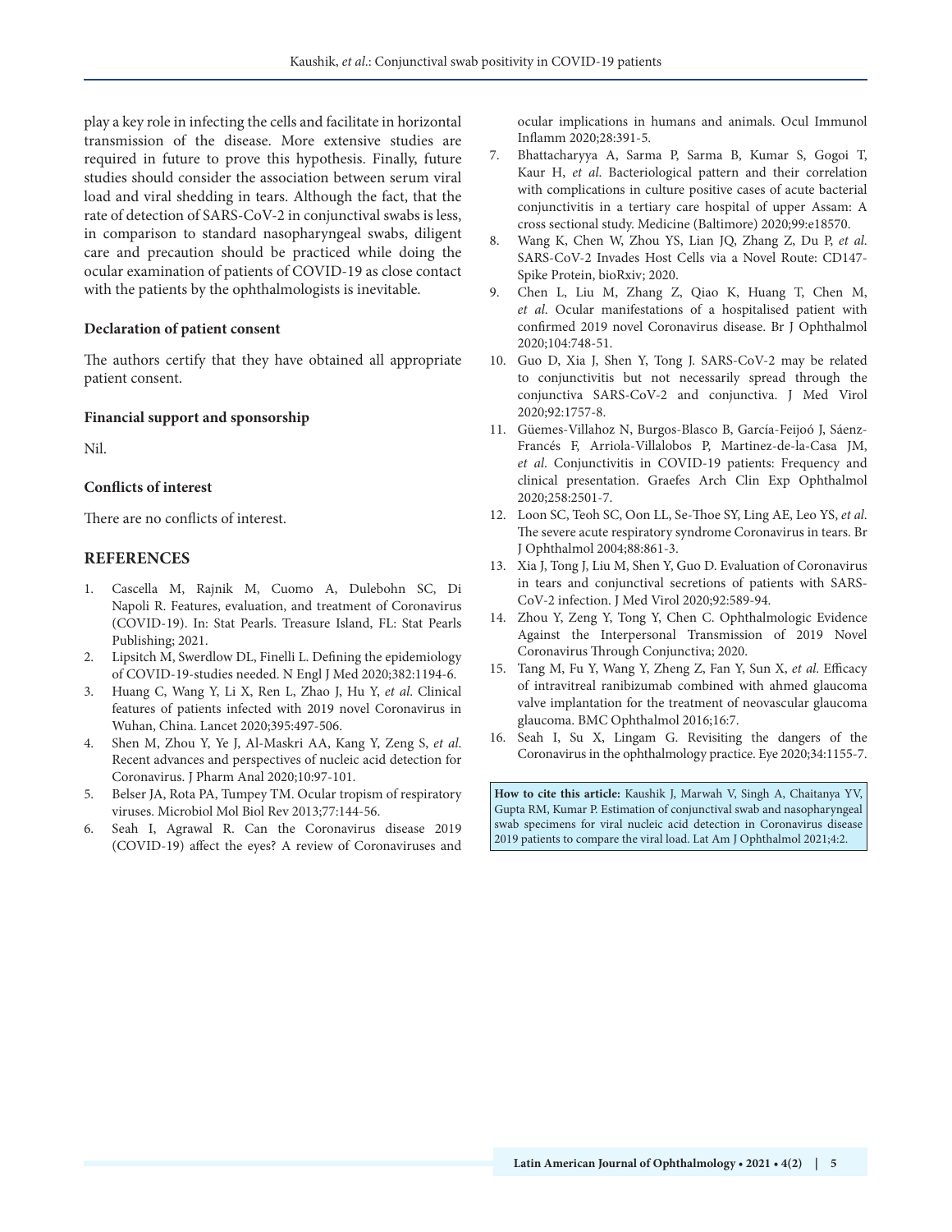play a key role in infecting the cells and facilitate in horizontal transmission of the disease. More extensive studies are required in future to prove this hypothesis. Finally, future studies should consider the association between serum viral load and viral shedding in tears. Although the fact, that the rate of detection of SARS-CoV-2 in conjunctival swabs is less, in comparison to standard nasopharyngeal swabs, diligent care and precaution should be practiced while doing the ocular examination of patients of COVID-19 as close contact with the patients by the ophthalmologists is inevitable.

**Declaration of patient consent**

The authors certify that they have obtained all appropriate patient consent.

**Financial support and sponsorship**

Nil.

**Conflicts of interest**

There are no conflicts of interest.

## REFERENCES

1. Cascella M, Rajnik M, Cuomo A, Dulebohn SC, Di Napoli R. Features, evaluation, and treatment of Coronavirus (COVID-19). In: Stat Pearls. Treasure Island, FL: Stat Pearls Publishing; 2021.
2. Lipsitch M, Swerdlow DL, Finelli L. Defining the epidemiology of COVID-19-studies needed. N Engl J Med 2020;382:1194-6.
3. Huang C, Wang Y, Li X, Ren L, Zhao J, Hu Y, *et al*. Clinical features of patients infected with 2019 novel Coronavirus in Wuhan, China. Lancet 2020;395:497-506.
4. Shen M, Zhou Y, Ye J, Al-Maskri AA, Kang Y, Zeng S, *et al*. Recent advances and perspectives of nucleic acid detection for Coronavirus. J Pharm Anal 2020;10:97-101.
5. Belser JA, Rota PA, Tumpey TM. Ocular tropism of respiratory viruses. Microbiol Mol Biol Rev 2013;77:144-56.
6. Seah I, Agrawal R. Can the Coronavirus disease 2019 (COVID-19) affect the eyes? A review of Coronaviruses and ocular implications in humans and animals. Ocul Immunol Inflamm 2020;28:391-5.
7. Bhattacharyya A, Sarma P, Sarma B, Kumar S, Gogoi T, Kaur H, *et al*. Bacteriological pattern and their correlation with complications in culture positive cases of acute bacterial conjunctivitis in a tertiary care hospital of upper Assam: A cross sectional study. Medicine (Baltimore) 2020;99:e18570.
8. Wang K, Chen W, Zhou YS, Lian JQ, Zhang Z, Du P, *et al*. SARS-CoV-2 Invades Host Cells via a Novel Route: CD147-Spike Protein, bioRxiv; 2020.
9. Chen L, Liu M, Zhang Z, Qiao K, Huang T, Chen M, *et al*. Ocular manifestations of a hospitalised patient with confirmed 2019 novel Coronavirus disease. Br J Ophthalmol 2020;104:748-51.
10. Guo D, Xia J, Shen Y, Tong J. SARS-CoV-2 may be related to conjunctivitis but not necessarily spread through the conjunctiva SARS-CoV-2 and conjunctiva. J Med Virol 2020;92:1757-8.
11. Güemes-Villahoz N, Burgos-Blasco B, García-Feijoó J, Sáenz-Francés F, Arriola-Villalobos P, Martinez-de-la-Casa JM, *et al*. Conjunctivitis in COVID-19 patients: Frequency and clinical presentation. Graefes Arch Clin Exp Ophthalmol 2020;258:2501-7.
12. Loon SC, Teoh SC, Oon LL, Se-Thoe SY, Ling AE, Leo YS, *et al*. The severe acute respiratory syndrome Coronavirus in tears. Br J Ophthalmol 2004;88:861-3.
13. Xia J, Tong J, Liu M, Shen Y, Guo D. Evaluation of Coronavirus in tears and conjunctival secretions of patients with SARS-CoV-2 infection. J Med Virol 2020;92:589-94.
14. Zhou Y, Zeng Y, Tong Y, Chen C. Ophthalmologic Evidence Against the Interpersonal Transmission of 2019 Novel Coronavirus Through Conjunctiva; 2020.
15. Tang M, Fu Y, Wang Y, Zheng Z, Fan Y, Sun X, *et al*. Efficacy of intravitreal ranibizumab combined with ahmed glaucoma valve implantation for the treatment of neovascular glaucoma glaucoma. BMC Ophthalmol 2016;16:7.
16. Seah I, Su X, Lingam G. Revisiting the dangers of the Coronavirus in the ophthalmology practice. Eye 2020;34:1155-7.

**How to cite this article:** Kaushik J, Marwah V, Singh A, Chaitanya YV, Gupta RM, Kumar P. Estimation of conjunctival swab and nasopharyngeal swab specimens for viral nucleic acid detection in Coronavirus disease 2019 patients to compare the viral load. Lat Am J Ophthalmol 2021;4:2.